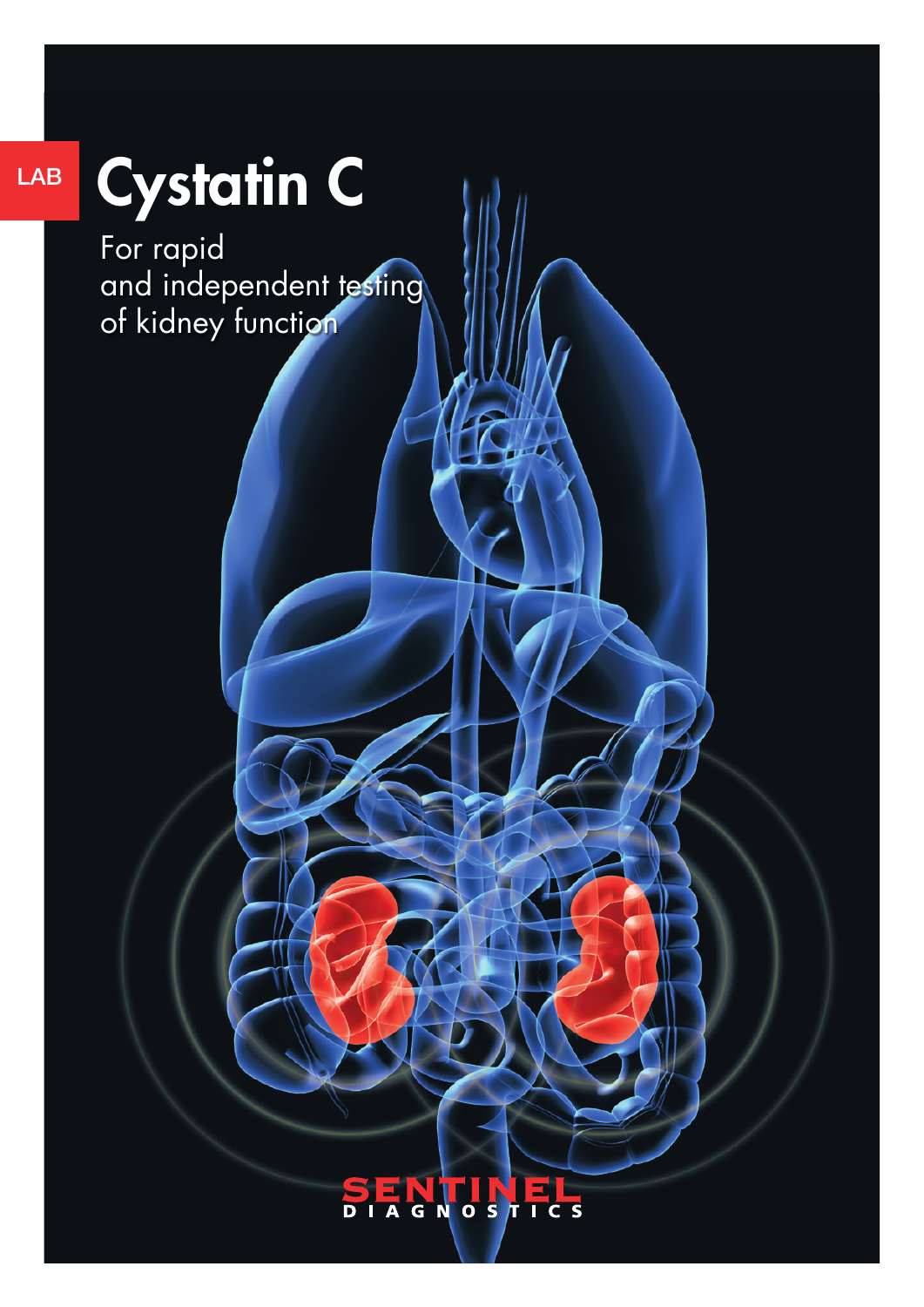LAB

# Cystatin C

For rapid
and independent testing
of kidney function

SENTINEL
DIAGNOSTICS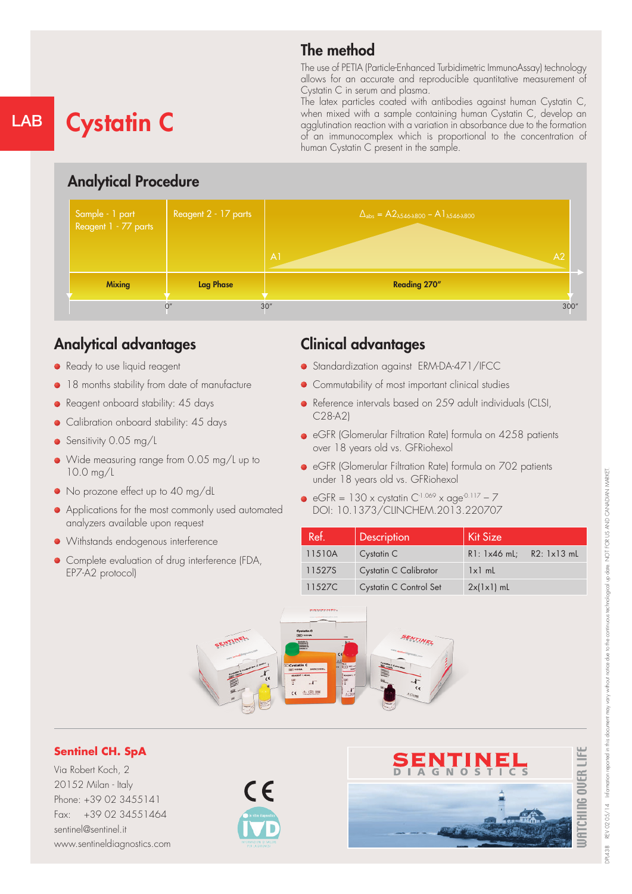LAB

# Cystatin C

## The method

The use of PETIA (Particle-Enhanced Turbidimetric ImmunoAssay) technology allows for an accurate and reproducible quantitative measurement of Cystatin C in serum and plasma.
The latex particles coated with antibodies against human Cystatin C, when mixed with a sample containing human Cystatin C, develop an agglutination reaction with a variation in absorbance due to the formation of an immunocomplex which is proportional to the concentration of human Cystatin C present in the sample.

## Analytical Procedure

Sample - 1 part
Reagent 1 - 77 parts

Reagent 2 - 17 parts

$\Delta_{abs} = A2_{\lambda546\text{-}\lambda800} - A1_{\lambda546\text{-}\lambda800}$

A1

A2

Mixing

Lag Phase

Reading 270"

0"

30"

300"

## Analytical advantages

- Ready to use liquid reagent
- 18 months stability from date of manufacture
- Reagent onboard stability: 45 days
- Calibration onboard stability: 45 days
- Sensitivity 0.05 mg/L
- Wide measuring range from 0.05 mg/L up to 10.0 mg/L
- No prozone effect up to 40 mg/dL
- Applications for the most commonly used automated analyzers available upon request
- Withstands endogenous interference
- Complete evaluation of drug interference (FDA, EP7-A2 protocol)

## Clinical advantages

- Standardization against ERM-DA-471/IFCC
- Commutability of most important clinical studies
- Reference intervals based on 259 adult individuals (CLSI, C28-A2)
- eGFR (Glomerular Filtration Rate) formula on 4258 patients over 18 years old vs. GFRiohexol
- eGFR (Glomerular Filtration Rate) formula on 702 patients under 18 years old vs. GFRiohexol
- eGFR = $130 \times \text{cystatin C}^{-1.069} \times \text{age}^{-0.117} - 7$
  DOI: 10.1373/CLINCHEM.2013.220707

| Ref. | Description | Kit Size |
|---|---|---|
| 11510A | Cystatin C | R1: 1x46 mL; R2: 1x13 mL |
| 11527S | Cystatin C Calibrator | 1x1 mL |
| 11527C | Cystatin C Control Set | 2x(1x1) mL |

**Sentinel CH. SpA**

Via Robert Koch, 2
20152 Milan - Italy
Phone: +39 02 3455141
Fax: +39 02 34551464
sentinel@sentinel.it
www.sentineldiagnostics.com

SENTINEL DIAGNOSTICS

WATCHING OVER LIFE

DR438 REV 02 05/14 Information reported in this document may vary without notice due to the continuous technological up date. NOT FOR US AND CANADIAN MARKET.